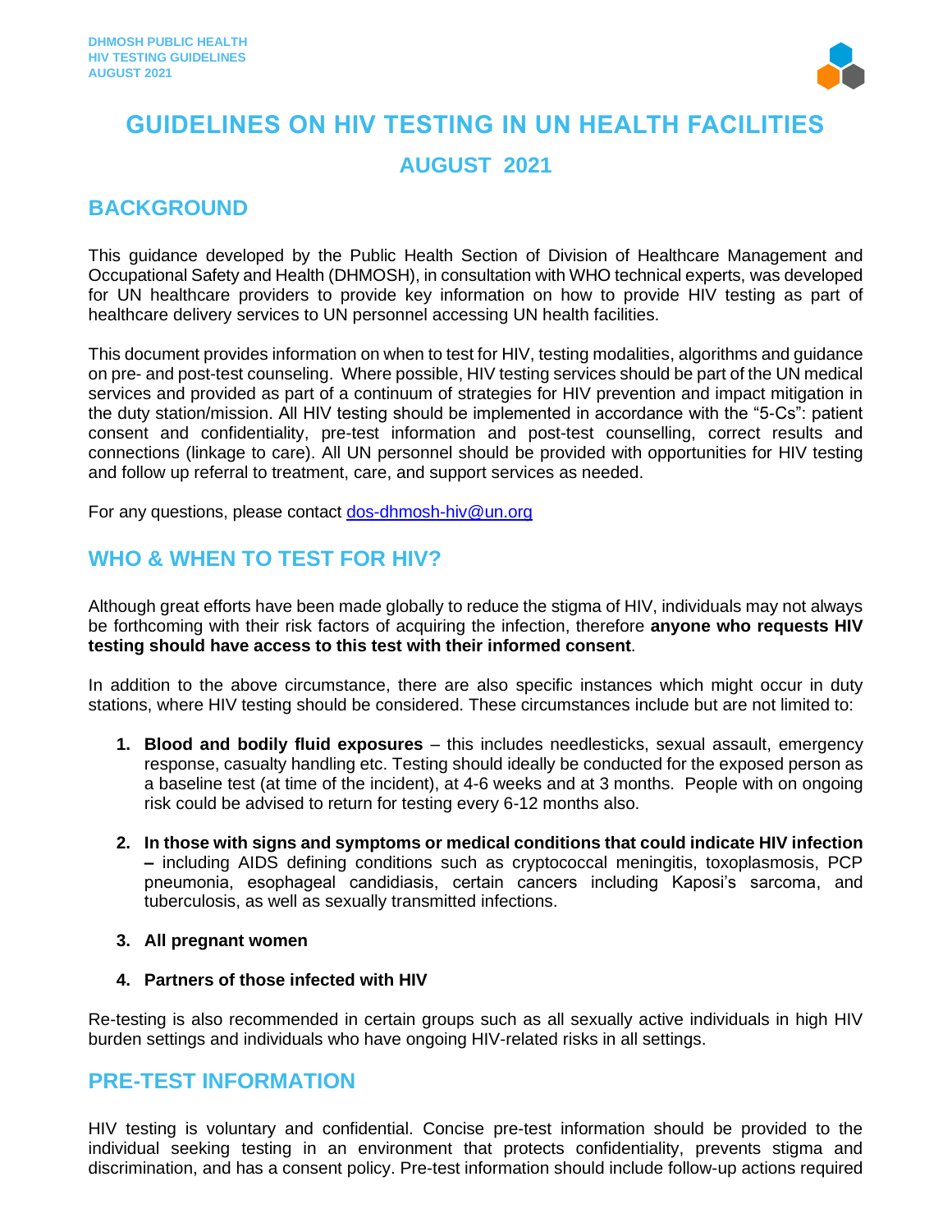# GUIDELINES ON HIV TESTING IN UN HEALTH FACILITIES

## AUGUST 2021

## BACKGROUND

This guidance developed by the Public Health Section of Division of Healthcare Management and Occupational Safety and Health (DHMOSH), in consultation with WHO technical experts, was developed for UN healthcare providers to provide key information on how to provide HIV testing as part of healthcare delivery services to UN personnel accessing UN health facilities.

This document provides information on when to test for HIV, testing modalities, algorithms and guidance on pre- and post-test counseling. Where possible, HIV testing services should be part of the UN medical services and provided as part of a continuum of strategies for HIV prevention and impact mitigation in the duty station/mission. All HIV testing should be implemented in accordance with the "5-Cs": patient consent and confidentiality, pre-test information and post-test counselling, correct results and connections (linkage to care). All UN personnel should be provided with opportunities for HIV testing and follow up referral to treatment, care, and support services as needed.

For any questions, please contact dos-dhmosh-hiv@un.org

## WHO & WHEN TO TEST FOR HIV?

Although great efforts have been made globally to reduce the stigma of HIV, individuals may not always be forthcoming with their risk factors of acquiring the infection, therefore **anyone who requests HIV testing should have access to this test with their informed consent**.

In addition to the above circumstance, there are also specific instances which might occur in duty stations, where HIV testing should be considered. These circumstances include but are not limited to:

1. **Blood and bodily fluid exposures** – this includes needlesticks, sexual assault, emergency response, casualty handling etc. Testing should ideally be conducted for the exposed person as a baseline test (at time of the incident), at 4-6 weeks and at 3 months. People with on ongoing risk could be advised to return for testing every 6-12 months also.

2. **In those with signs and symptoms or medical conditions that could indicate HIV infection –** including AIDS defining conditions such as cryptococcal meningitis, toxoplasmosis, PCP pneumonia, esophageal candidiasis, certain cancers including Kaposi's sarcoma, and tuberculosis, as well as sexually transmitted infections.

3. **All pregnant women**

4. **Partners of those infected with HIV**

Re-testing is also recommended in certain groups such as all sexually active individuals in high HIV burden settings and individuals who have ongoing HIV-related risks in all settings.

## PRE-TEST INFORMATION

HIV testing is voluntary and confidential. Concise pre-test information should be provided to the individual seeking testing in an environment that protects confidentiality, prevents stigma and discrimination, and has a consent policy. Pre-test information should include follow-up actions required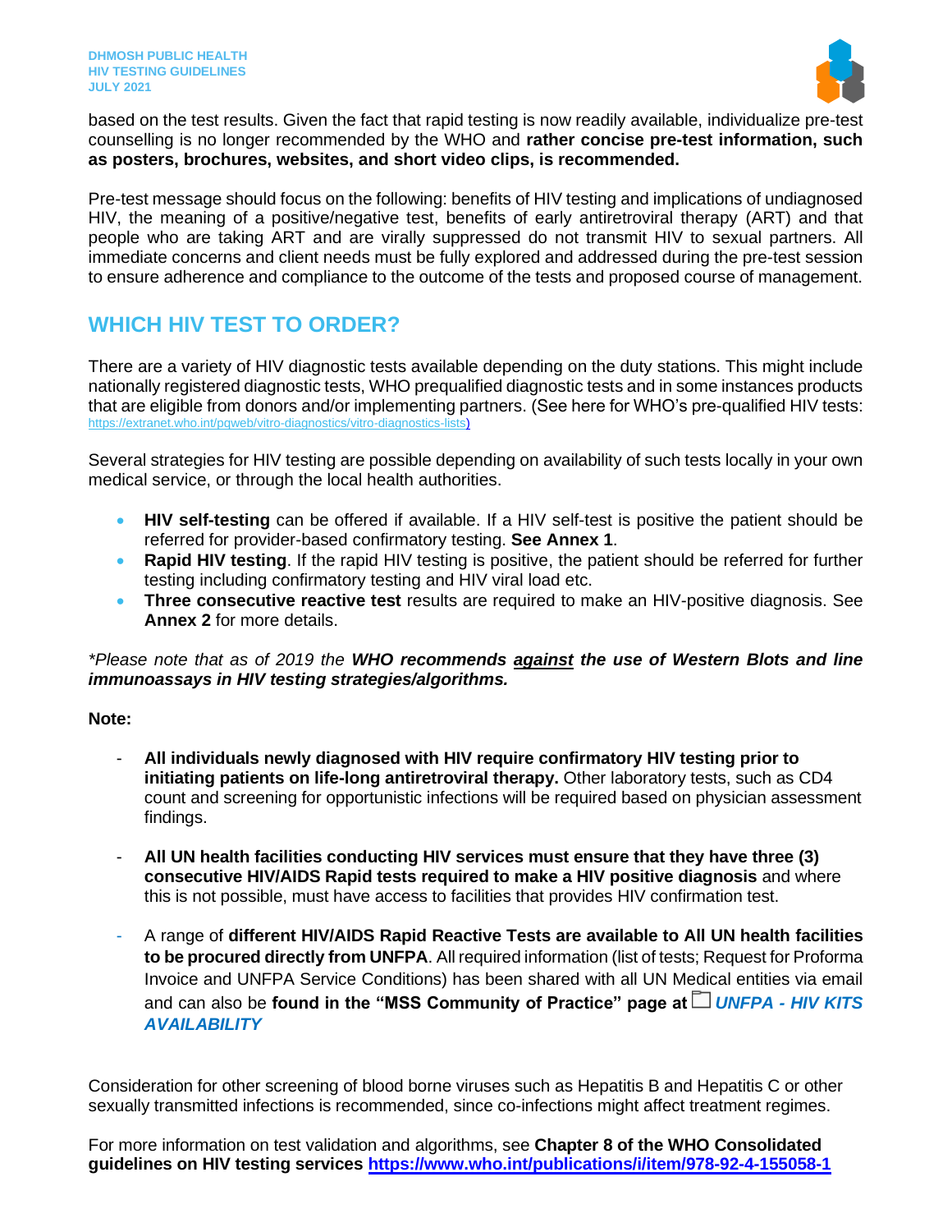based on the test results. Given the fact that rapid testing is now readily available, individualize pre-test counselling is no longer recommended by the WHO and **rather concise pre-test information, such as posters, brochures, websites, and short video clips, is recommended.**

Pre-test message should focus on the following: benefits of HIV testing and implications of undiagnosed HIV, the meaning of a positive/negative test, benefits of early antiretroviral therapy (ART) and that people who are taking ART and are virally suppressed do not transmit HIV to sexual partners. All immediate concerns and client needs must be fully explored and addressed during the pre-test session to ensure adherence and compliance to the outcome of the tests and proposed course of management.

## WHICH HIV TEST TO ORDER?

There are a variety of HIV diagnostic tests available depending on the duty stations. This might include nationally registered diagnostic tests, WHO prequalified diagnostic tests and in some instances products that are eligible from donors and/or implementing partners. (See here for WHO's pre-qualified HIV tests: https://extranet.who.int/pqweb/vitro-diagnostics/vitro-diagnostics-lists)

Several strategies for HIV testing are possible depending on availability of such tests locally in your own medical service, or through the local health authorities.

- **HIV self-testing** can be offered if available. If a HIV self-test is positive the patient should be referred for provider-based confirmatory testing. **See Annex 1**.
- **Rapid HIV testing**. If the rapid HIV testing is positive, the patient should be referred for further testing including confirmatory testing and HIV viral load etc.
- **Three consecutive reactive test** results are required to make an HIV-positive diagnosis. See **Annex 2** for more details.

*\*Please note that as of 2019 the **WHO recommends <u>against</u> the use of Western Blots and line immunoassays in HIV testing strategies/algorithms.***

**Note:**

- **All individuals newly diagnosed with HIV require confirmatory HIV testing prior to initiating patients on life-long antiretroviral therapy.** Other laboratory tests, such as CD4 count and screening for opportunistic infections will be required based on physician assessment findings.

- **All UN health facilities conducting HIV services must ensure that they have three (3) consecutive HIV/AIDS Rapid tests required to make a HIV positive diagnosis** and where this is not possible, must have access to facilities that provides HIV confirmation test.

- A range of **different HIV/AIDS Rapid Reactive Tests are available to All UN health facilities to be procured directly from UNFPA**. All required information (list of tests; Request for Proforma Invoice and UNFPA Service Conditions) has been shared with all UN Medical entities via email and can also be **found in the "MSS Community of Practice" page at** ***UNFPA - HIV KITS AVAILABILITY***

Consideration for other screening of blood borne viruses such as Hepatitis B and Hepatitis C or other sexually transmitted infections is recommended, since co-infections might affect treatment regimes.

For more information on test validation and algorithms, see **Chapter 8 of the WHO Consolidated guidelines on HIV testing services https://www.who.int/publications/i/item/978-92-4-155058-1**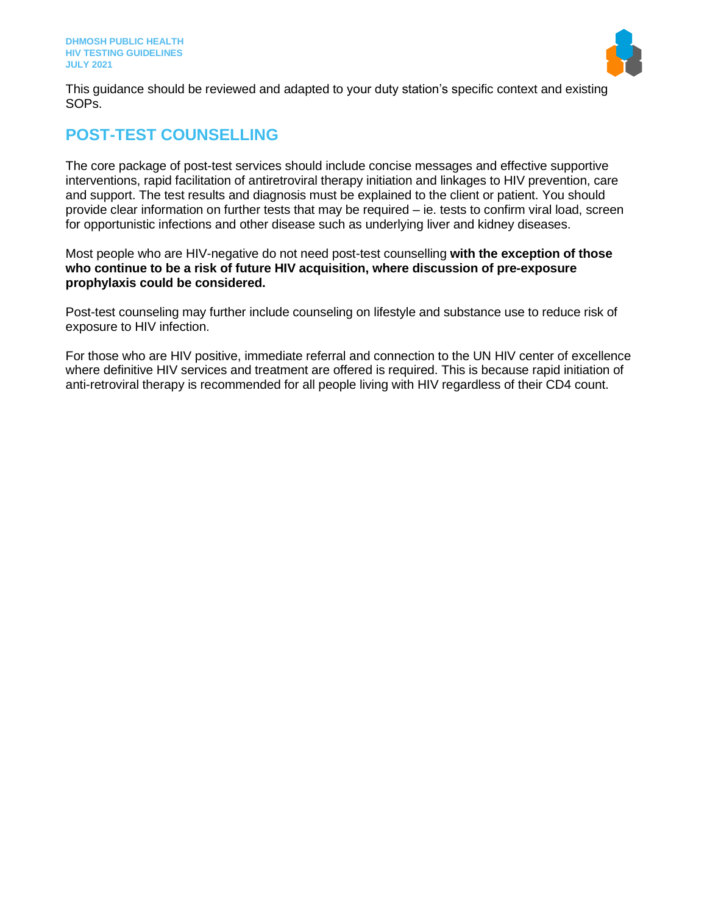This guidance should be reviewed and adapted to your duty station's specific context and existing SOPs.

## POST-TEST COUNSELLING

The core package of post-test services should include concise messages and effective supportive interventions, rapid facilitation of antiretroviral therapy initiation and linkages to HIV prevention, care and support. The test results and diagnosis must be explained to the client or patient. You should provide clear information on further tests that may be required – ie. tests to confirm viral load, screen for opportunistic infections and other disease such as underlying liver and kidney diseases.

Most people who are HIV-negative do not need post-test counselling **with the exception of those who continue to be a risk of future HIV acquisition, where discussion of pre-exposure prophylaxis could be considered.**

Post-test counseling may further include counseling on lifestyle and substance use to reduce risk of exposure to HIV infection.

For those who are HIV positive, immediate referral and connection to the UN HIV center of excellence where definitive HIV services and treatment are offered is required. This is because rapid initiation of anti-retroviral therapy is recommended for all people living with HIV regardless of their CD4 count.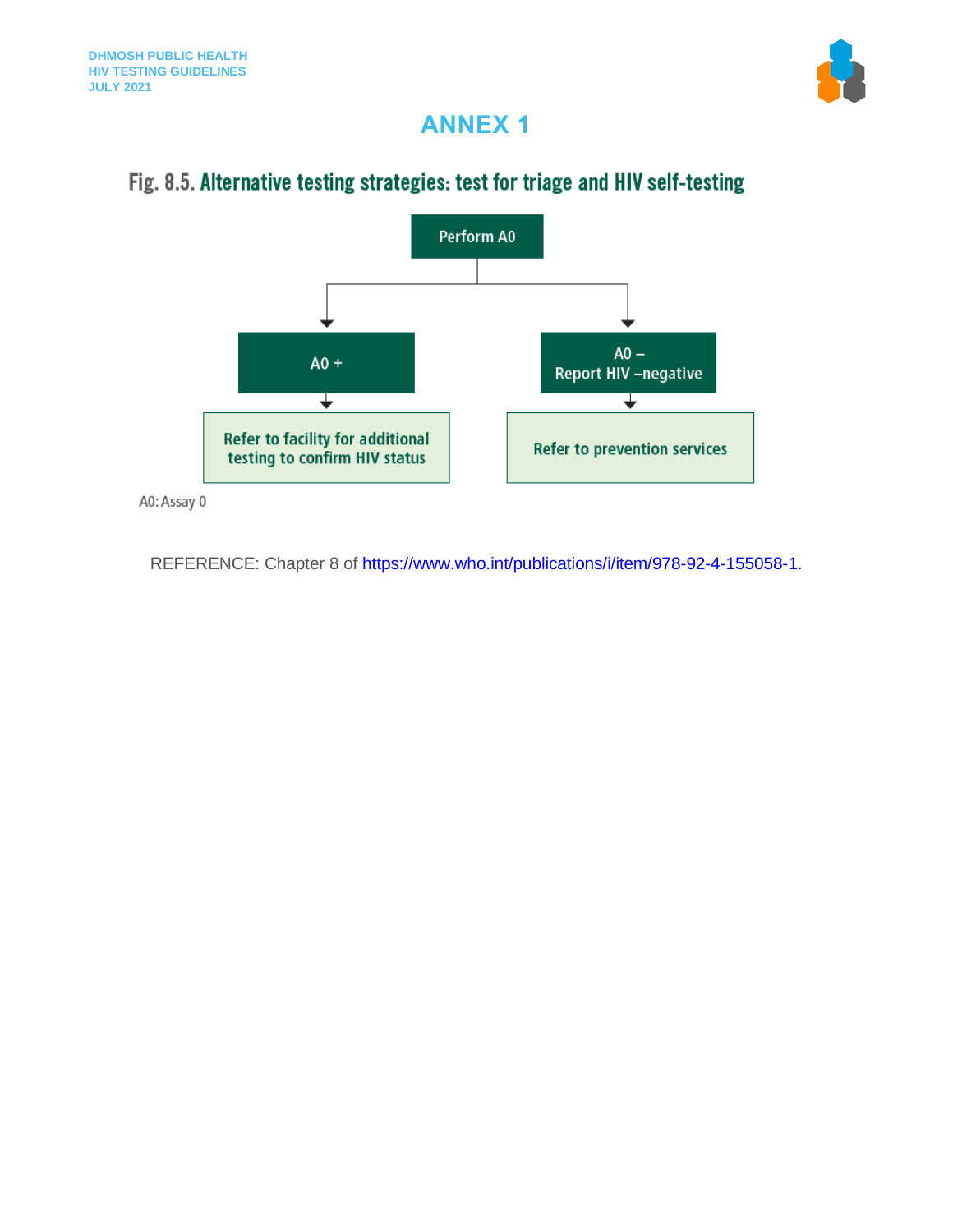# ANNEX 1

## Fig. 8.5. Alternative testing strategies: test for triage and HIV self-testing

Perform A0

A0 +

Refer to facility for additional testing to confirm HIV status

A0 –
Report HIV –negative

Refer to prevention services

A0: Assay 0

REFERENCE: Chapter 8 of https://www.who.int/publications/i/item/978-92-4-155058-1.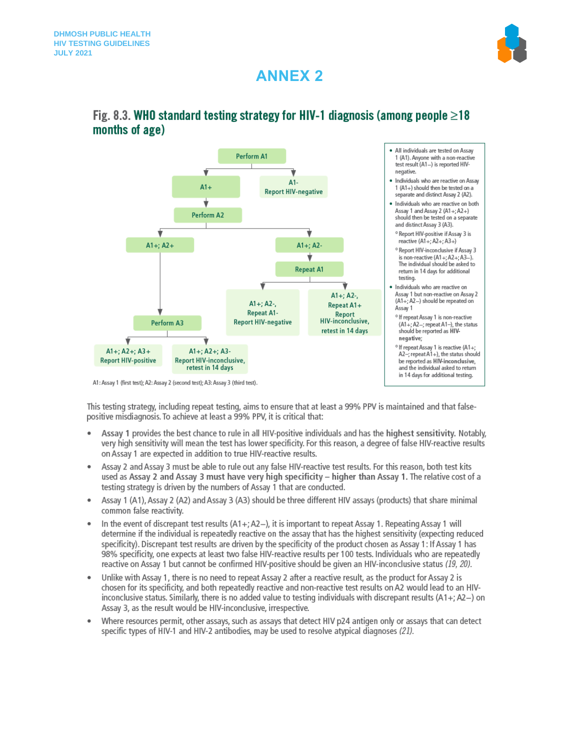# ANNEX 2

## Fig. 8.3. WHO standard testing strategy for HIV-1 diagnosis (among people ≥18 months of age)

Perform A1

A1+

A1-
Report HIV-negative

Perform A2

A1+; A2+

A1+; A2-

Repeat A1

A1+; A2-,
Repeat A1-
Report HIV-negative

A1+; A2-,
Repeat A1+
Report
HIV-inconclusive,
retest in 14 days

Perform A3

A1+; A2+; A3+
Report HIV-positive

A1+; A2+; A3-
Report HIV-inconclusive,
retest in 14 days

- All individuals are tested on Assay 1 (A1). Anyone with a non-reactive test result (A1–) is reported HIV-negative.
- Individuals who are reactive on Assay 1 (A1+) should then be tested on a separate and distinct Assay 2 (A2).
- Individuals who are reactive on both Assay 1 and Assay 2 (A1+; A2+) should then be tested on a separate and distinct Assay 3 (A3).
  - Report HIV-positive if Assay 3 is reactive (A1+; A2+; A3+)
  - Report HIV-inconclusive if Assay 3 is non-reactive (A1+; A2+; A3–). The individual should be asked to return in 14 days for additional testing.
- Individuals who are reactive on Assay 1 but non-reactive on Assay 2 (A1+; A2–) should be repeated on Assay 1
  - If repeat Assay 1 is non-reactive (A1+; A2–; repeat A1–), the status should be reported as **HIV-negative;**
  - If repeat Assay 1 is reactive (A1+; A2–; repeat A1+), the status should be reported as **HIV-inconclusive**, and the individual asked to return in 14 days for additional testing.

A1: Assay 1 (first test); A2: Assay 2 (second test); A3: Assay 3 (third test).

This testing strategy, including repeat testing, aims to ensure that at least a 99% PPV is maintained and that false-positive misdiagnosis. To achieve at least a 99% PPV, it is critical that:

- **Assay 1** provides the best chance to rule in all HIV-positive individuals and has the **highest sensitivity.** Notably, very high sensitivity will mean the test has lower specificity. For this reason, a degree of false HIV-reactive results on Assay 1 are expected in addition to true HIV-reactive results.
- Assay 2 and Assay 3 must be able to rule out any false HIV-reactive test results. For this reason, both test kits used as **Assay 2 and Assay 3 must have very high specificity – higher than Assay 1.** The relative cost of a testing strategy is driven by the numbers of Assay 1 that are conducted.
- Assay 1 (A1), Assay 2 (A2) and Assay 3 (A3) should be three different HIV assays (products) that share minimal common false reactivity.
- In the event of discrepant test results (A1+; A2–), it is important to repeat Assay 1. Repeating Assay 1 will determine if the individual is repeatedly reactive on the assay that has the highest sensitivity (expecting reduced specificity). Discrepant test results are driven by the specificity of the product chosen as Assay 1: If Assay 1 has 98% specificity, one expects at least two false HIV-reactive results per 100 tests. Individuals who are repeatedly reactive on Assay 1 but cannot be confirmed HIV-positive should be given an HIV-inconclusive status *(19, 20)*.
- Unlike with Assay 1, there is no need to repeat Assay 2 after a reactive result, as the product for Assay 2 is chosen for its specificity, and both repeatedly reactive and non-reactive test results on A2 would lead to an HIV-inconclusive status. Similarly, there is no added value to testing individuals with discrepant results (A1+; A2–) on Assay 3, as the result would be HIV-inconclusive, irrespective.
- Where resources permit, other assays, such as assays that detect HIV p24 antigen only or assays that can detect specific types of HIV-1 and HIV-2 antibodies, may be used to resolve atypical diagnoses *(21)*.